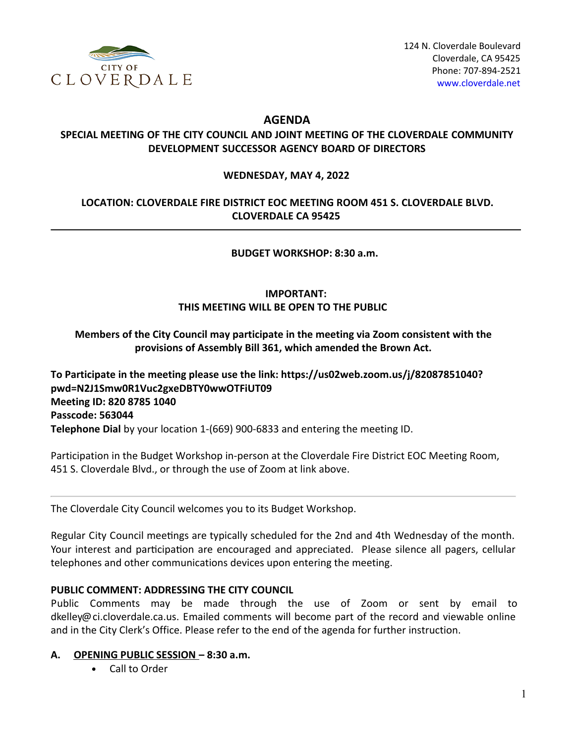CITY OF CLOVERDALE

124 N. Cloverdale Boulevard
Cloverdale, CA 95425
Phone: 707-894-2521
www.cloverdale.net

# AGENDA

## SPECIAL MEETING OF THE CITY COUNCIL AND JOINT MEETING OF THE CLOVERDALE COMMUNITY DEVELOPMENT SUCCESSOR AGENCY BOARD OF DIRECTORS

**WEDNESDAY, MAY 4, 2022**

**LOCATION: CLOVERDALE FIRE DISTRICT EOC MEETING ROOM 451 S. CLOVERDALE BLVD. CLOVERDALE CA 95425**

---

**BUDGET WORKSHOP: 8:30 a.m.**

**IMPORTANT:**
**THIS MEETING WILL BE OPEN TO THE PUBLIC**

**Members of the City Council may participate in the meeting via Zoom consistent with the provisions of Assembly Bill 361, which amended the Brown Act.**

**To Participate in the meeting please use the link: https://us02web.zoom.us/j/82087851040?pwd=N2J1Smw0R1Vuc2gxeDBTY0wwOTFiUT09**
**Meeting ID: 820 8785 1040**
**Passcode: 563044**
**Telephone Dial** by your location 1-(669) 900-6833 and entering the meeting ID.

Participation in the Budget Workshop in-person at the Cloverdale Fire District EOC Meeting Room, 451 S. Cloverdale Blvd., or through the use of Zoom at link above.

---

The Cloverdale City Council welcomes you to its Budget Workshop.

Regular City Council meetings are typically scheduled for the 2nd and 4th Wednesday of the month. Your interest and participation are encouraged and appreciated. Please silence all pagers, cellular telephones and other communications devices upon entering the meeting.

**PUBLIC COMMENT: ADDRESSING THE CITY COUNCIL**
Public Comments may be made through the use of Zoom or sent by email to dkelley@ci.cloverdale.ca.us. Emailed comments will become part of the record and viewable online and in the City Clerk's Office. Please refer to the end of the agenda for further instruction.

**A. <u>OPENING PUBLIC SESSION</u> – 8:30 a.m.**

- Call to Order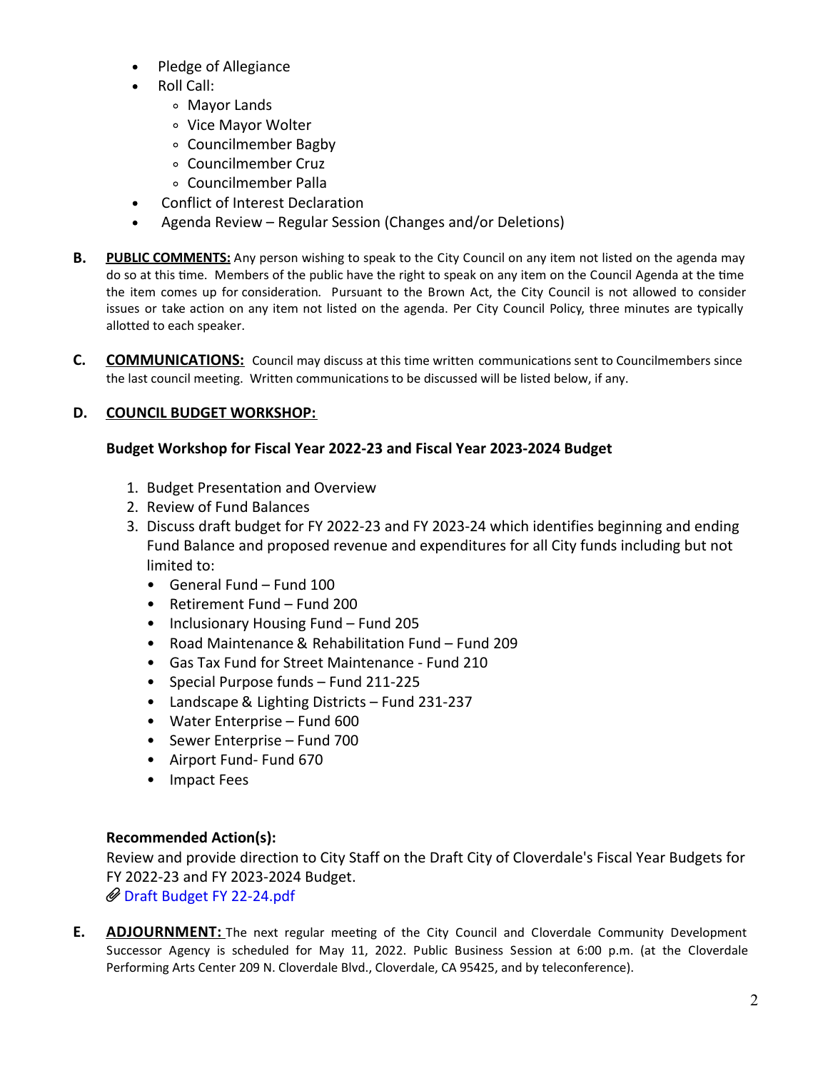- Pledge of Allegiance
- Roll Call:
  - Mayor Lands
  - Vice Mayor Wolter
  - Councilmember Bagby
  - Councilmember Cruz
  - Councilmember Palla
- Conflict of Interest Declaration
- Agenda Review – Regular Session (Changes and/or Deletions)

**B.** **PUBLIC COMMENTS:** Any person wishing to speak to the City Council on any item not listed on the agenda may do so at this time. Members of the public have the right to speak on any item on the Council Agenda at the time the item comes up for consideration. Pursuant to the Brown Act, the City Council is not allowed to consider issues or take action on any item not listed on the agenda. Per City Council Policy, three minutes are typically allotted to each speaker.

**C.** **COMMUNICATIONS:** Council may discuss at this time written communications sent to Councilmembers since the last council meeting. Written communications to be discussed will be listed below, if any.

**D.** **COUNCIL BUDGET WORKSHOP:**

**Budget Workshop for Fiscal Year 2022-23 and Fiscal Year 2023-2024 Budget**

1. Budget Presentation and Overview
2. Review of Fund Balances
3. Discuss draft budget for FY 2022-23 and FY 2023-24 which identifies beginning and ending Fund Balance and proposed revenue and expenditures for all City funds including but not limited to:
   - General Fund – Fund 100
   - Retirement Fund – Fund 200
   - Inclusionary Housing Fund – Fund 205
   - Road Maintenance & Rehabilitation Fund – Fund 209
   - Gas Tax Fund for Street Maintenance - Fund 210
   - Special Purpose funds – Fund 211-225
   - Landscape & Lighting Districts – Fund 231-237
   - Water Enterprise – Fund 600
   - Sewer Enterprise – Fund 700
   - Airport Fund- Fund 670
   - Impact Fees

**Recommended Action(s):**

Review and provide direction to City Staff on the Draft City of Cloverdale's Fiscal Year Budgets for FY 2022-23 and FY 2023-2024 Budget.

Draft Budget FY 22-24.pdf

**E.** **ADJOURNMENT:** The next regular meeting of the City Council and Cloverdale Community Development Successor Agency is scheduled for May 11, 2022. Public Business Session at 6:00 p.m. (at the Cloverdale Performing Arts Center 209 N. Cloverdale Blvd., Cloverdale, CA 95425, and by teleconference).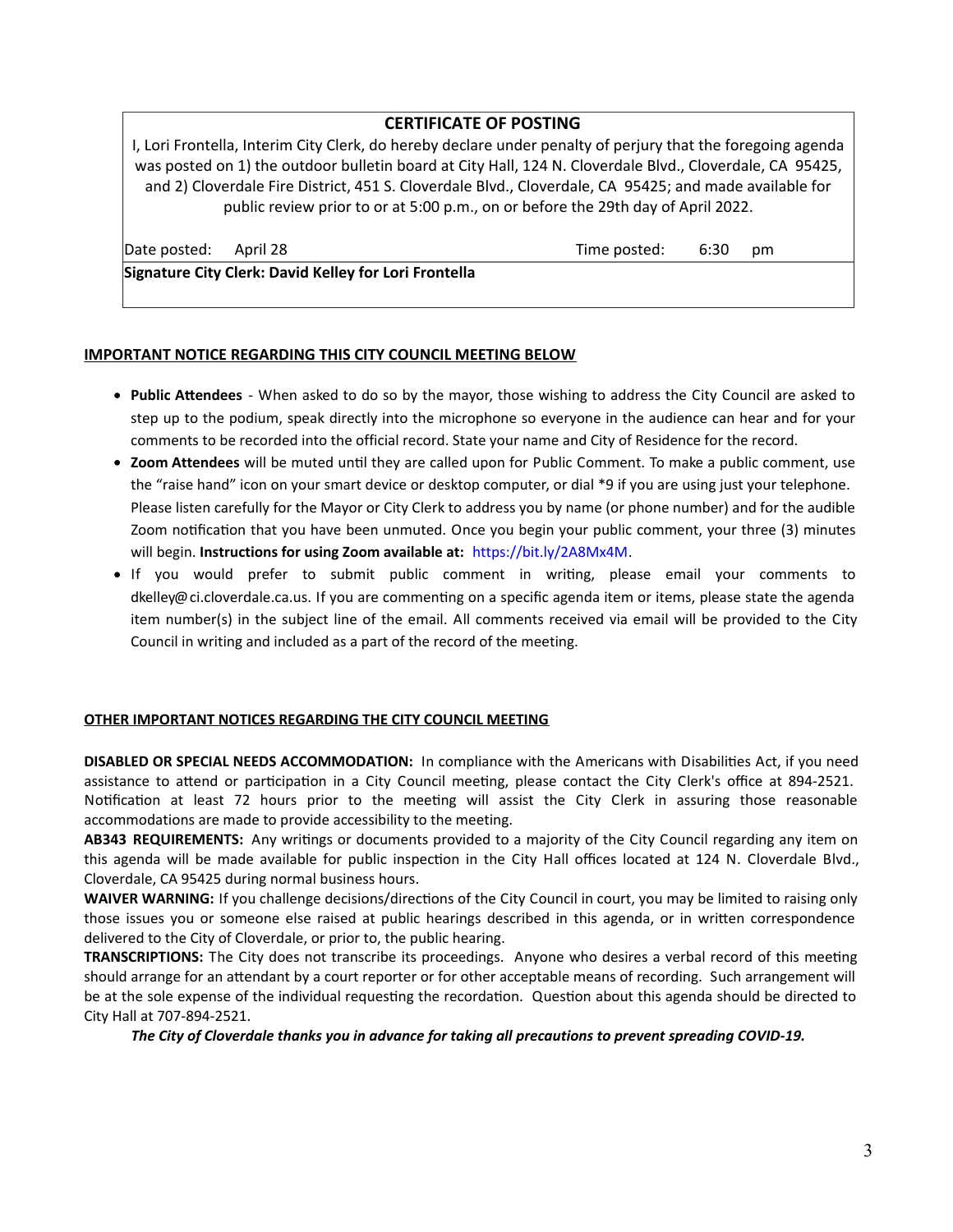## CERTIFICATE OF POSTING

I, Lori Frontella, Interim City Clerk, do hereby declare under penalty of perjury that the foregoing agenda was posted on 1) the outdoor bulletin board at City Hall, 124 N. Cloverdale Blvd., Cloverdale, CA 95425, and 2) Cloverdale Fire District, 451 S. Cloverdale Blvd., Cloverdale, CA 95425; and made available for public review prior to or at 5:00 p.m., on or before the 29th day of April 2022.

| | |
|---|---|
| Date posted: April 28 | Time posted: 6:30 pm |
| **Signature City Clerk: David Kelley for Lori Frontella** | |

**IMPORTANT NOTICE REGARDING THIS CITY COUNCIL MEETING BELOW**

- **Public Attendees** - When asked to do so by the mayor, those wishing to address the City Council are asked to step up to the podium, speak directly into the microphone so everyone in the audience can hear and for your comments to be recorded into the official record. State your name and City of Residence for the record.
- **Zoom Attendees** will be muted until they are called upon for Public Comment. To make a public comment, use the "raise hand" icon on your smart device or desktop computer, or dial *9 if you are using just your telephone. Please listen carefully for the Mayor or City Clerk to address you by name (or phone number) and for the audible Zoom notification that you have been unmuted. Once you begin your public comment, your three (3) minutes will begin. **Instructions for using Zoom available at:** https://bit.ly/2A8Mx4M.
- If you would prefer to submit public comment in writing, please email your comments to dkelley@ci.cloverdale.ca.us. If you are commenting on a specific agenda item or items, please state the agenda item number(s) in the subject line of the email. All comments received via email will be provided to the City Council in writing and included as a part of the record of the meeting.

**OTHER IMPORTANT NOTICES REGARDING THE CITY COUNCIL MEETING**

**DISABLED OR SPECIAL NEEDS ACCOMMODATION:** In compliance with the Americans with Disabilities Act, if you need assistance to attend or participation in a City Council meeting, please contact the City Clerk's office at 894-2521. Notification at least 72 hours prior to the meeting will assist the City Clerk in assuring those reasonable accommodations are made to provide accessibility to the meeting.

**AB343 REQUIREMENTS:** Any writings or documents provided to a majority of the City Council regarding any item on this agenda will be made available for public inspection in the City Hall offices located at 124 N. Cloverdale Blvd., Cloverdale, CA 95425 during normal business hours.

**WAIVER WARNING:** If you challenge decisions/directions of the City Council in court, you may be limited to raising only those issues you or someone else raised at public hearings described in this agenda, or in written correspondence delivered to the City of Cloverdale, or prior to, the public hearing.

**TRANSCRIPTIONS:** The City does not transcribe its proceedings. Anyone who desires a verbal record of this meeting should arrange for an attendant by a court reporter or for other acceptable means of recording. Such arrangement will be at the sole expense of the individual requesting the recordation. Question about this agenda should be directed to City Hall at 707-894-2521.

***The City of Cloverdale thanks you in advance for taking all precautions to prevent spreading COVID-19.***